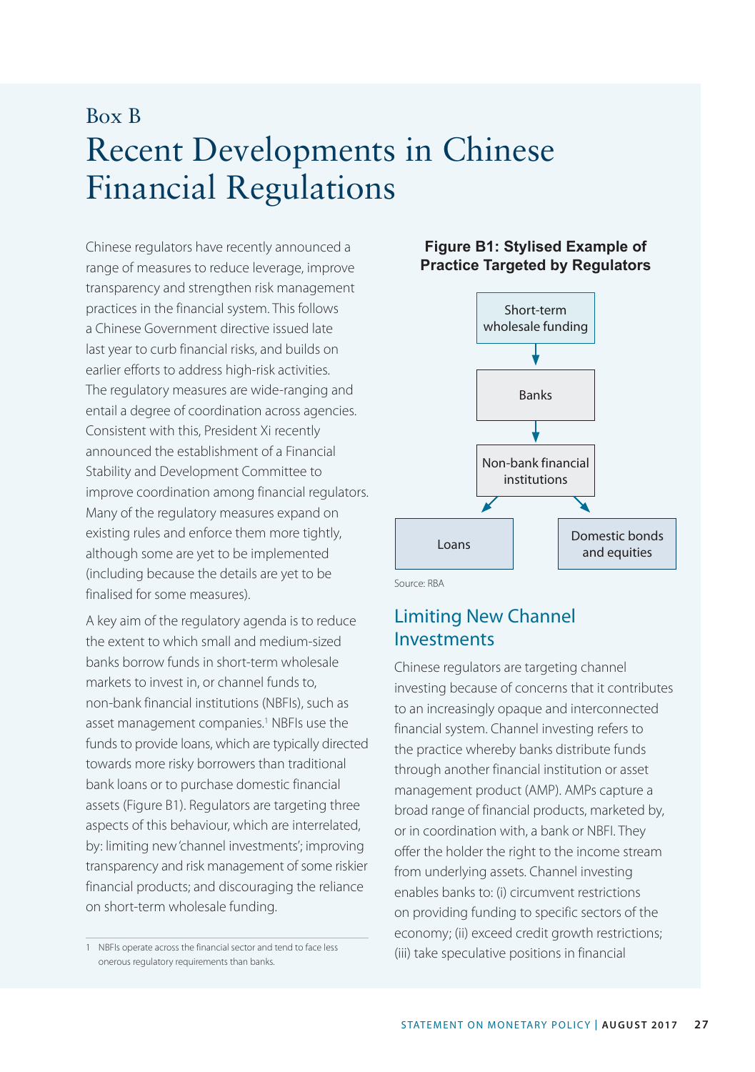# Box B

# Recent Developments in Chinese Financial Regulations

Chinese regulators have recently announced a range of measures to reduce leverage, improve transparency and strengthen risk management practices in the financial system. This follows a Chinese Government directive issued late last year to curb financial risks, and builds on earlier efforts to address high-risk activities. The regulatory measures are wide-ranging and entail a degree of coordination across agencies. Consistent with this, President Xi recently announced the establishment of a Financial Stability and Development Committee to improve coordination among financial regulators. Many of the regulatory measures expand on existing rules and enforce them more tightly, although some are yet to be implemented (including because the details are yet to be finalised for some measures).

A key aim of the regulatory agenda is to reduce the extent to which small and medium-sized banks borrow funds in short-term wholesale markets to invest in, or channel funds to, non-bank financial institutions (NBFIs), such as asset management companies.[1] NBFIs use the funds to provide loans, which are typically directed towards more risky borrowers than traditional bank loans or to purchase domestic financial assets (Figure B1). Regulators are targeting three aspects of this behaviour, which are interrelated, by: limiting new 'channel investments'; improving transparency and risk management of some riskier financial products; and discouraging the reliance on short-term wholesale funding.

**Figure B1: Stylised Example of Practice Targeted by Regulators**

Short-term wholesale funding → Banks → Non-bank financial institutions → Loans / Domestic bonds and equities

Source: RBA

## Limiting New Channel Investments

Chinese regulators are targeting channel investing because of concerns that it contributes to an increasingly opaque and interconnected financial system. Channel investing refers to the practice whereby banks distribute funds through another financial institution or asset management product (AMP). AMPs capture a broad range of financial products, marketed by, or in coordination with, a bank or NBFI. They offer the holder the right to the income stream from underlying assets. Channel investing enables banks to: (i) circumvent restrictions on providing funding to specific sectors of the economy; (ii) exceed credit growth restrictions; (iii) take speculative positions in financial

---

1 NBFIs operate across the financial sector and tend to face less onerous regulatory requirements than banks.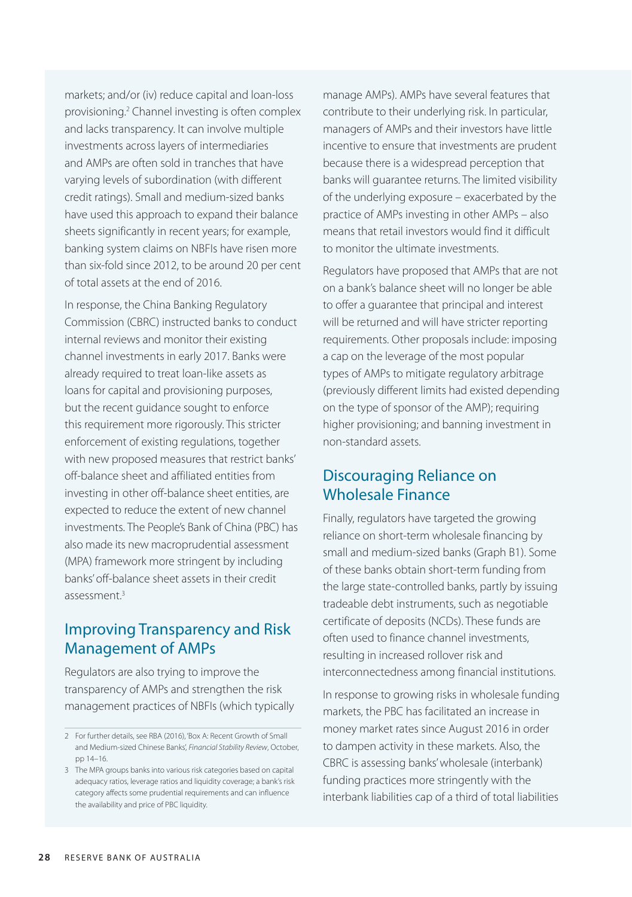markets; and/or (iv) reduce capital and loan-loss provisioning.[2] Channel investing is often complex and lacks transparency. It can involve multiple investments across layers of intermediaries and AMPs are often sold in tranches that have varying levels of subordination (with different credit ratings). Small and medium-sized banks have used this approach to expand their balance sheets significantly in recent years; for example, banking system claims on NBFIs have risen more than six-fold since 2012, to be around 20 per cent of total assets at the end of 2016.

In response, the China Banking Regulatory Commission (CBRC) instructed banks to conduct internal reviews and monitor their existing channel investments in early 2017. Banks were already required to treat loan-like assets as loans for capital and provisioning purposes, but the recent guidance sought to enforce this requirement more rigorously. This stricter enforcement of existing regulations, together with new proposed measures that restrict banks' off-balance sheet and affiliated entities from investing in other off-balance sheet entities, are expected to reduce the extent of new channel investments. The People's Bank of China (PBC) has also made its new macroprudential assessment (MPA) framework more stringent by including banks' off-balance sheet assets in their credit assessment.[3]

## Improving Transparency and Risk Management of AMPs

Regulators are also trying to improve the transparency of AMPs and strengthen the risk management practices of NBFIs (which typically manage AMPs). AMPs have several features that contribute to their underlying risk. In particular, managers of AMPs and their investors have little incentive to ensure that investments are prudent because there is a widespread perception that banks will guarantee returns. The limited visibility of the underlying exposure – exacerbated by the practice of AMPs investing in other AMPs – also means that retail investors would find it difficult to monitor the ultimate investments.

Regulators have proposed that AMPs that are not on a bank's balance sheet will no longer be able to offer a guarantee that principal and interest will be returned and will have stricter reporting requirements. Other proposals include: imposing a cap on the leverage of the most popular types of AMPs to mitigate regulatory arbitrage (previously different limits had existed depending on the type of sponsor of the AMP); requiring higher provisioning; and banning investment in non-standard assets.

## Discouraging Reliance on Wholesale Finance

Finally, regulators have targeted the growing reliance on short-term wholesale financing by small and medium-sized banks (Graph B1). Some of these banks obtain short-term funding from the large state-controlled banks, partly by issuing tradeable debt instruments, such as negotiable certificate of deposits (NCDs). These funds are often used to finance channel investments, resulting in increased rollover risk and interconnectedness among financial institutions.

In response to growing risks in wholesale funding markets, the PBC has facilitated an increase in money market rates since August 2016 in order to dampen activity in these markets. Also, the CBRC is assessing banks' wholesale (interbank) funding practices more stringently with the interbank liabilities cap of a third of total liabilities

---

2 For further details, see RBA (2016), 'Box A: Recent Growth of Small and Medium-sized Chinese Banks', *Financial Stability Review*, October, pp 14–16.

3 The MPA groups banks into various risk categories based on capital adequacy ratios, leverage ratios and liquidity coverage; a bank's risk category affects some prudential requirements and can influence the availability and price of PBC liquidity.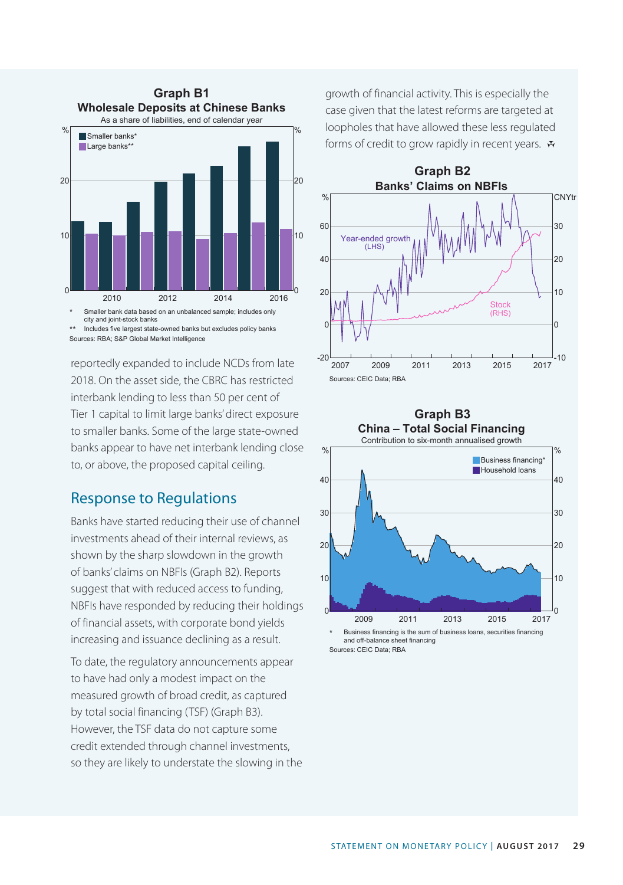**Graph B1**
**Wholesale Deposits at Chinese Banks**
As a share of liabilities, end of calendar year

%
Smaller banks*
Large banks**
20
10
0
2010
2012
2014
2016

\* Smaller bank data based on an unbalanced sample; includes only city and joint-stock banks
\*\* Includes five largest state-owned banks but excludes policy banks
Sources: RBA; S&P Global Market Intelligence

reportedly expanded to include NCDs from late 2018. On the asset side, the CBRC has restricted interbank lending to less than 50 per cent of Tier 1 capital to limit large banks' direct exposure to smaller banks. Some of the large state-owned banks appear to have net interbank lending close to, or above, the proposed capital ceiling.

## Response to Regulations

Banks have started reducing their use of channel investments ahead of their internal reviews, as shown by the sharp slowdown in the growth of banks' claims on NBFIs (Graph B2). Reports suggest that with reduced access to funding, NBFIs have responded by reducing their holdings of financial assets, with corporate bond yields increasing and issuance declining as a result.

To date, the regulatory announcements appear to have had only a modest impact on the measured growth of broad credit, as captured by total social financing (TSF) (Graph B3). However, the TSF data do not capture some credit extended through channel investments, so they are likely to understate the slowing in the growth of financial activity. This is especially the case given that the latest reforms are targeted at loopholes that have allowed these less regulated forms of credit to grow rapidly in recent years.

**Graph B2**
**Banks' Claims on NBFIs**

%
CNYtr
Year-ended growth (LHS)
Stock (RHS)
60
40
20
0
-20
30
20
10
0
-10
2007
2009
2011
2013
2015
2017
Sources: CEIC Data; RBA

**Graph B3**
**China – Total Social Financing**
Contribution to six-month annualised growth

%
Business financing*
Household loans
40
30
20
10
0
2009
2011
2013
2015
2017

\* Business financing is the sum of business loans, securities financing and off-balance sheet financing
Sources: CEIC Data; RBA